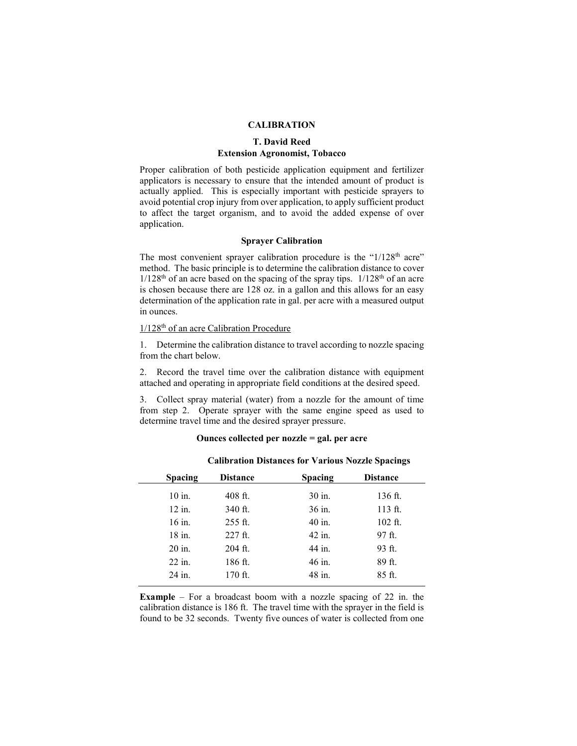# CALIBRATION

**T. David Reed**
**Extension Agronomist, Tobacco**

Proper calibration of both pesticide application equipment and fertilizer applicators is necessary to ensure that the intended amount of product is actually applied. This is especially important with pesticide sprayers to avoid potential crop injury from over application, to apply sufficient product to affect the target organism, and to avoid the added expense of over application.

## Sprayer Calibration

The most convenient sprayer calibration procedure is the "$1/128^{th}$ acre" method. The basic principle is to determine the calibration distance to cover $1/128^{th}$ of an acre based on the spacing of the spray tips. $1/128^{th}$ of an acre is chosen because there are 128 oz. in a gallon and this allows for an easy determination of the application rate in gal. per acre with a measured output in ounces.

$1/128^{th}$ of an acre Calibration Procedure

1. Determine the calibration distance to travel according to nozzle spacing from the chart below.

2. Record the travel time over the calibration distance with equipment attached and operating in appropriate field conditions at the desired speed.

3. Collect spray material (water) from a nozzle for the amount of time from step 2. Operate sprayer with the same engine speed as used to determine travel time and the desired sprayer pressure.

**Ounces collected per nozzle = gal. per acre**

**Calibration Distances for Various Nozzle Spacings**

| Spacing | Distance | Spacing | Distance |
|---|---|---|---|
| 10 in. | 408 ft. | 30 in. | 136 ft. |
| 12 in. | 340 ft. | 36 in. | 113 ft. |
| 16 in. | 255 ft. | 40 in. | 102 ft. |
| 18 in. | 227 ft. | 42 in. | 97 ft. |
| 20 in. | 204 ft. | 44 in. | 93 ft. |
| 22 in. | 186 ft. | 46 in. | 89 ft. |
| 24 in. | 170 ft. | 48 in. | 85 ft. |

**Example** – For a broadcast boom with a nozzle spacing of 22 in. the calibration distance is 186 ft. The travel time with the sprayer in the field is found to be 32 seconds. Twenty five ounces of water is collected from one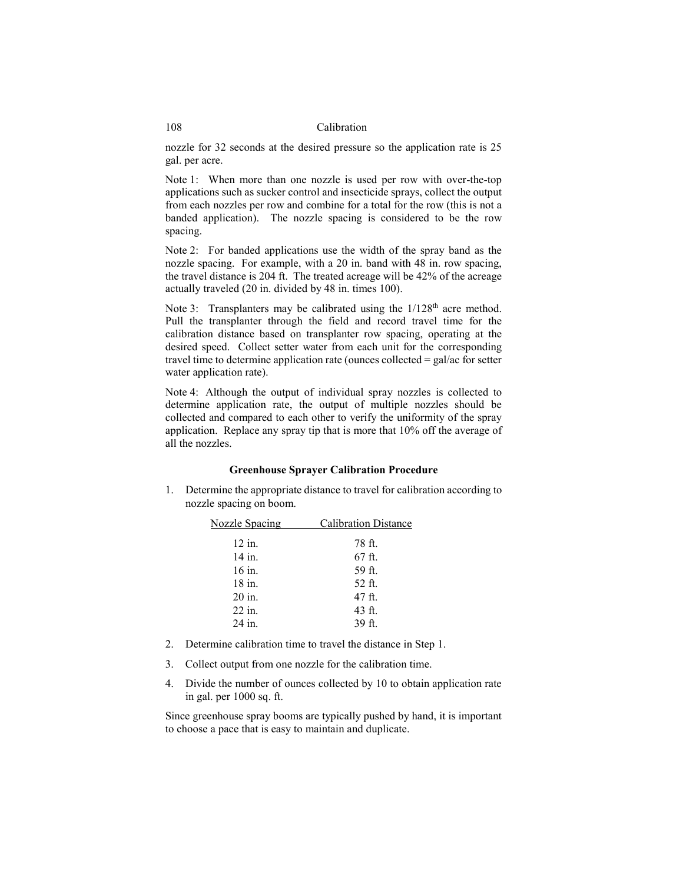nozzle for 32 seconds at the desired pressure so the application rate is 25 gal. per acre.

Note 1: When more than one nozzle is used per row with over-the-top applications such as sucker control and insecticide sprays, collect the output from each nozzles per row and combine for a total for the row (this is not a banded application). The nozzle spacing is considered to be the row spacing.

Note 2: For banded applications use the width of the spray band as the nozzle spacing. For example, with a 20 in. band with 48 in. row spacing, the travel distance is 204 ft. The treated acreage will be 42% of the acreage actually traveled (20 in. divided by 48 in. times 100).

Note 3: Transplanters may be calibrated using the 1/128th acre method. Pull the transplanter through the field and record travel time for the calibration distance based on transplanter row spacing, operating at the desired speed. Collect setter water from each unit for the corresponding travel time to determine application rate (ounces collected = gal/ac for setter water application rate).

Note 4: Although the output of individual spray nozzles is collected to determine application rate, the output of multiple nozzles should be collected and compared to each other to verify the uniformity of the spray application. Replace any spray tip that is more that 10% off the average of all the nozzles.

### Greenhouse Sprayer Calibration Procedure

1. Determine the appropriate distance to travel for calibration according to nozzle spacing on boom.

| Nozzle Spacing | Calibration Distance |
|---|---|
| 12 in. | 78 ft. |
| 14 in. | 67 ft. |
| 16 in. | 59 ft. |
| 18 in. | 52 ft. |
| 20 in. | 47 ft. |
| 22 in. | 43 ft. |
| 24 in. | 39 ft. |

2. Determine calibration time to travel the distance in Step 1.
3. Collect output from one nozzle for the calibration time.
4. Divide the number of ounces collected by 10 to obtain application rate in gal. per 1000 sq. ft.

Since greenhouse spray booms are typically pushed by hand, it is important to choose a pace that is easy to maintain and duplicate.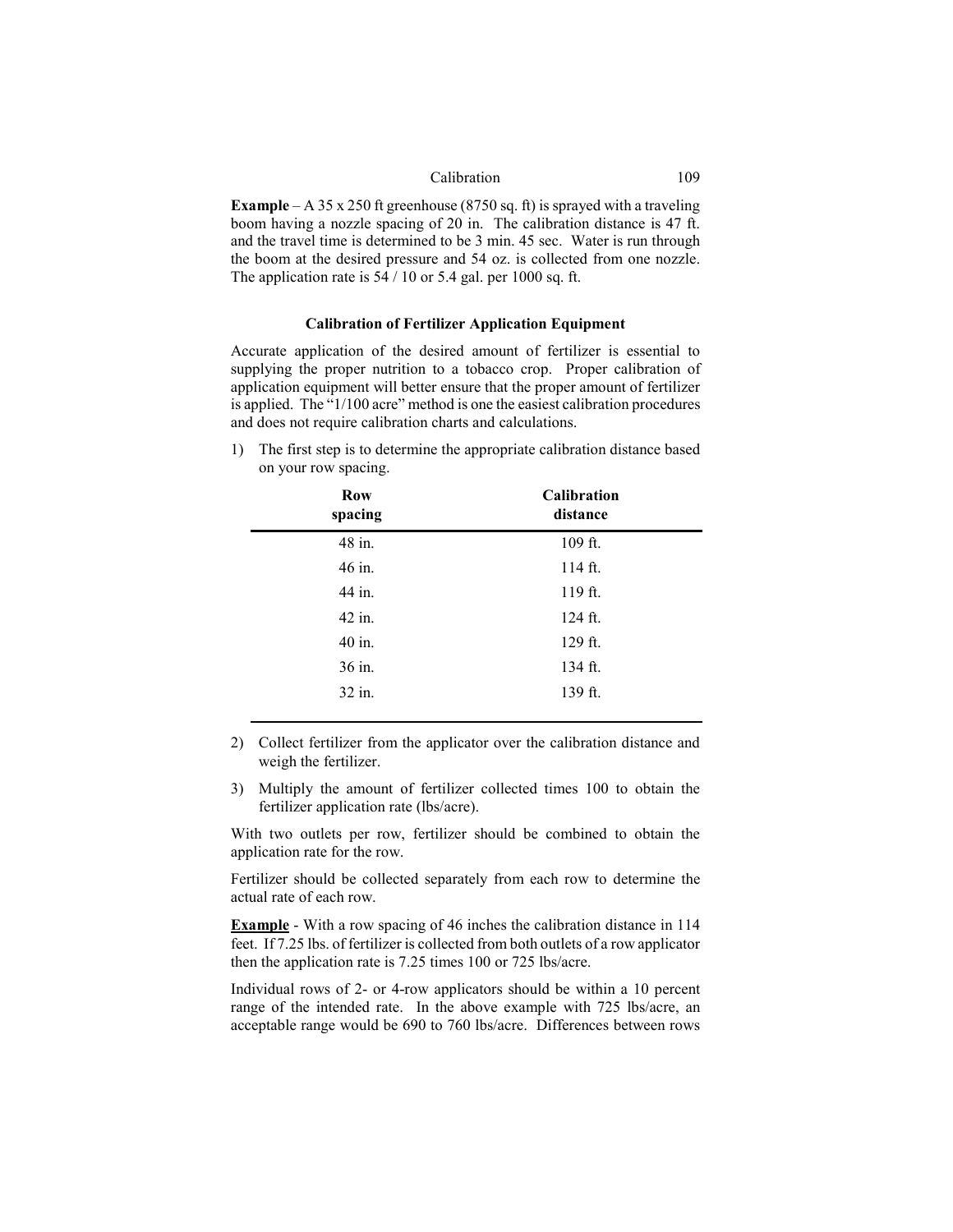**Example** – A 35 x 250 ft greenhouse (8750 sq. ft) is sprayed with a traveling boom having a nozzle spacing of 20 in. The calibration distance is 47 ft. and the travel time is determined to be 3 min. 45 sec. Water is run through the boom at the desired pressure and 54 oz. is collected from one nozzle. The application rate is 54 / 10 or 5.4 gal. per 1000 sq. ft.

### Calibration of Fertilizer Application Equipment

Accurate application of the desired amount of fertilizer is essential to supplying the proper nutrition to a tobacco crop. Proper calibration of application equipment will better ensure that the proper amount of fertilizer is applied. The "1/100 acre" method is one the easiest calibration procedures and does not require calibration charts and calculations.

1) The first step is to determine the appropriate calibration distance based on your row spacing.

| Row spacing | Calibration distance |
|---|---|
| 48 in. | 109 ft. |
| 46 in. | 114 ft. |
| 44 in. | 119 ft. |
| 42 in. | 124 ft. |
| 40 in. | 129 ft. |
| 36 in. | 134 ft. |
| 32 in. | 139 ft. |

2) Collect fertilizer from the applicator over the calibration distance and weigh the fertilizer.
3) Multiply the amount of fertilizer collected times 100 to obtain the fertilizer application rate (lbs/acre).

With two outlets per row, fertilizer should be combined to obtain the application rate for the row.

Fertilizer should be collected separately from each row to determine the actual rate of each row.

**Example** - With a row spacing of 46 inches the calibration distance in 114 feet. If 7.25 lbs. of fertilizer is collected from both outlets of a row applicator then the application rate is 7.25 times 100 or 725 lbs/acre.

Individual rows of 2- or 4-row applicators should be within a 10 percent range of the intended rate. In the above example with 725 lbs/acre, an acceptable range would be 690 to 760 lbs/acre. Differences between rows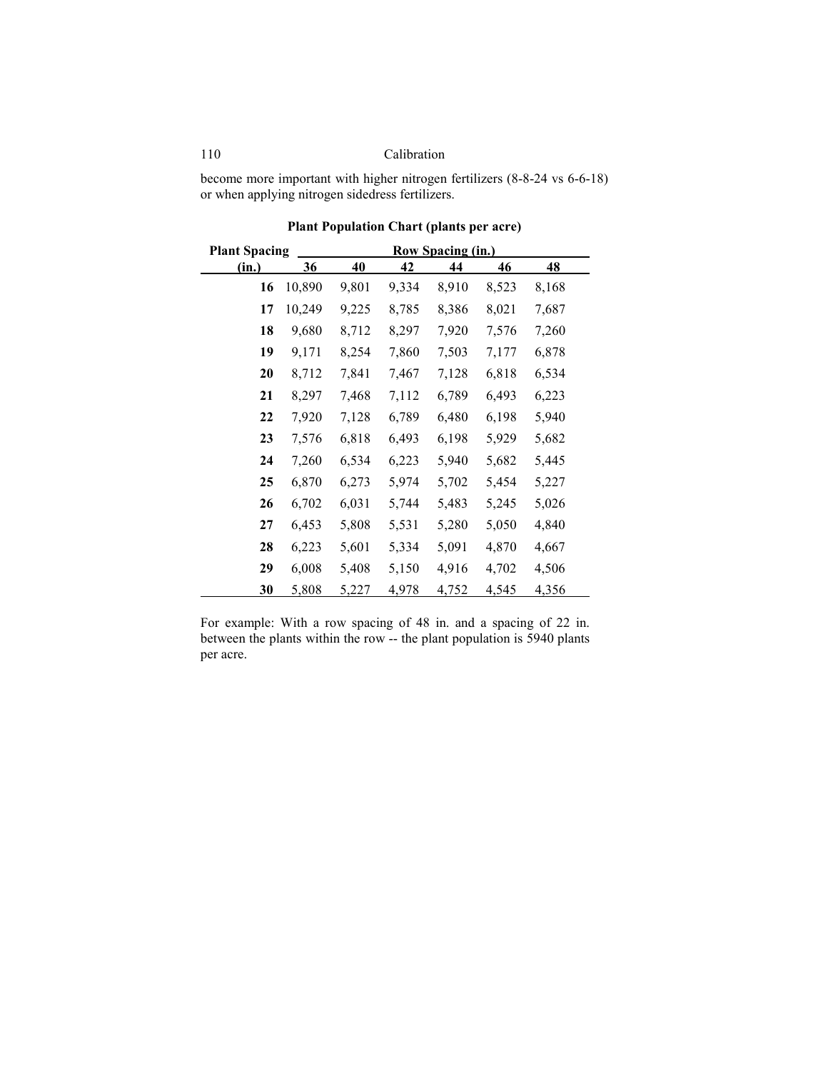become more important with higher nitrogen fertilizers (8-8-24 vs 6-6-18) or when applying nitrogen sidedress fertilizers.

**Plant Population Chart (plants per acre)**

| Plant Spacing | Row Spacing (in.) | | | | | |
|---|---|---|---|---|---|---|
| (in.) | 36 | 40 | 42 | 44 | 46 | 48 |
| **16** | 10,890 | 9,801 | 9,334 | 8,910 | 8,523 | 8,168 |
| **17** | 10,249 | 9,225 | 8,785 | 8,386 | 8,021 | 7,687 |
| **18** | 9,680 | 8,712 | 8,297 | 7,920 | 7,576 | 7,260 |
| **19** | 9,171 | 8,254 | 7,860 | 7,503 | 7,177 | 6,878 |
| **20** | 8,712 | 7,841 | 7,467 | 7,128 | 6,818 | 6,534 |
| **21** | 8,297 | 7,468 | 7,112 | 6,789 | 6,493 | 6,223 |
| **22** | 7,920 | 7,128 | 6,789 | 6,480 | 6,198 | 5,940 |
| **23** | 7,576 | 6,818 | 6,493 | 6,198 | 5,929 | 5,682 |
| **24** | 7,260 | 6,534 | 6,223 | 5,940 | 5,682 | 5,445 |
| **25** | 6,870 | 6,273 | 5,974 | 5,702 | 5,454 | 5,227 |
| **26** | 6,702 | 6,031 | 5,744 | 5,483 | 5,245 | 5,026 |
| **27** | 6,453 | 5,808 | 5,531 | 5,280 | 5,050 | 4,840 |
| **28** | 6,223 | 5,601 | 5,334 | 5,091 | 4,870 | 4,667 |
| **29** | 6,008 | 5,408 | 5,150 | 4,916 | 4,702 | 4,506 |
| **30** | 5,808 | 5,227 | 4,978 | 4,752 | 4,545 | 4,356 |

For example: With a row spacing of 48 in. and a spacing of 22 in. between the plants within the row -- the plant population is 5940 plants per acre.